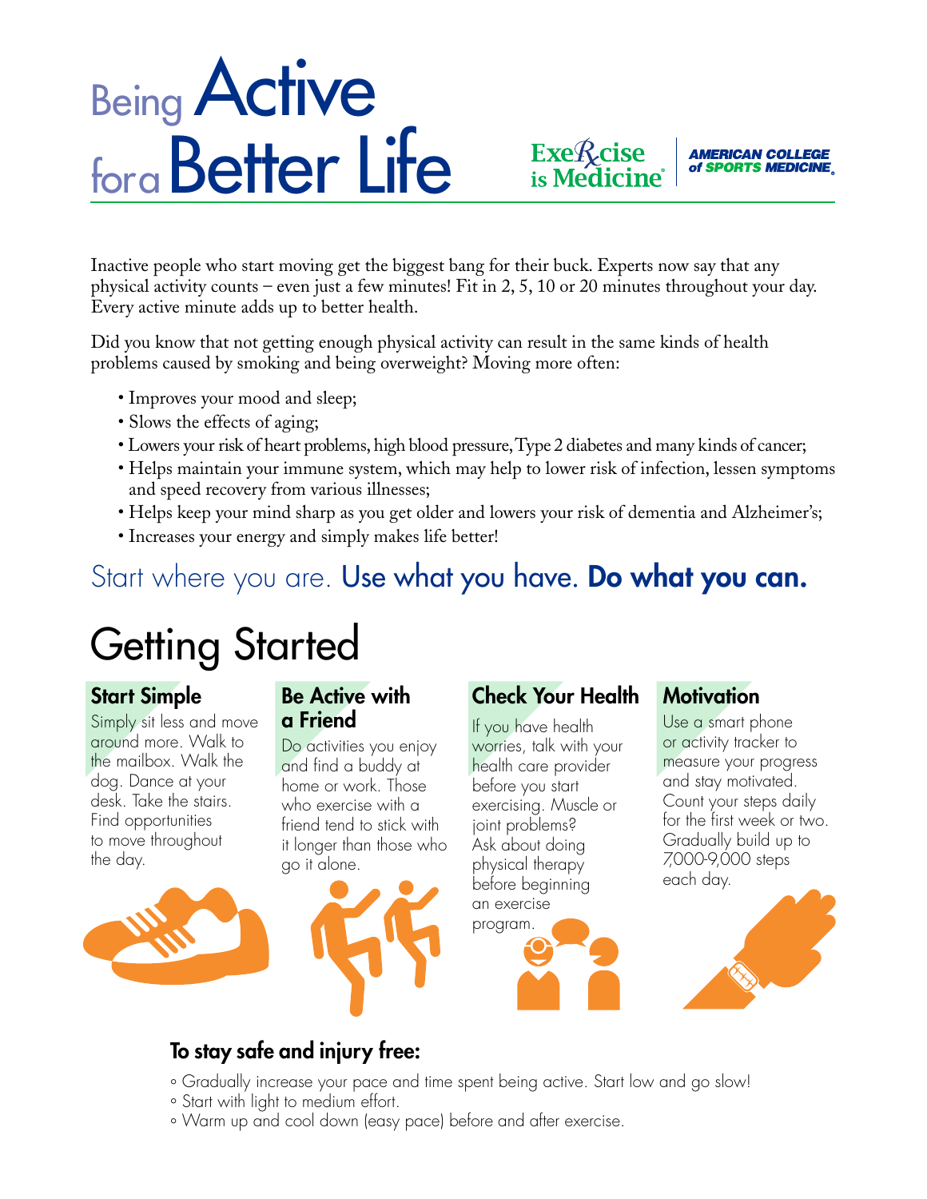# Being Active for a Better Life

Exercise is Medicine® | AMERICAN COLLEGE of SPORTS MEDICINE®

Inactive people who start moving get the biggest bang for their buck. Experts now say that any physical activity counts – even just a few minutes! Fit in 2, 5, 10 or 20 minutes throughout your day. Every active minute adds up to better health.

Did you know that not getting enough physical activity can result in the same kinds of health problems caused by smoking and being overweight? Moving more often:

- Improves your mood and sleep;
- Slows the effects of aging;
- Lowers your risk of heart problems, high blood pressure, Type 2 diabetes and many kinds of cancer;
- Helps maintain your immune system, which may help to lower risk of infection, lessen symptoms and speed recovery from various illnesses;
- Helps keep your mind sharp as you get older and lowers your risk of dementia and Alzheimer's;
- Increases your energy and simply makes life better!

Start where you are. Use what you have. **Do what you can.**

## Getting Started

### Start Simple

Simply sit less and move around more. Walk to the mailbox. Walk the dog. Dance at your desk. Take the stairs. Find opportunities to move throughout the day.

### Be Active with a Friend

Do activities you enjoy and find a buddy at home or work. Those who exercise with a friend tend to stick with it longer than those who go it alone.

### Check Your Health

If you have health worries, talk with your health care provider before you start exercising. Muscle or joint problems? Ask about doing physical therapy before beginning an exercise program.

### Motivation

Use a smart phone or activity tracker to measure your progress and stay motivated. Count your steps daily for the first week or two. Gradually build up to 7,000-9,000 steps each day.

### To stay safe and injury free:

- Gradually increase your pace and time spent being active. Start low and go slow!
- Start with light to medium effort.
- Warm up and cool down (easy pace) before and after exercise.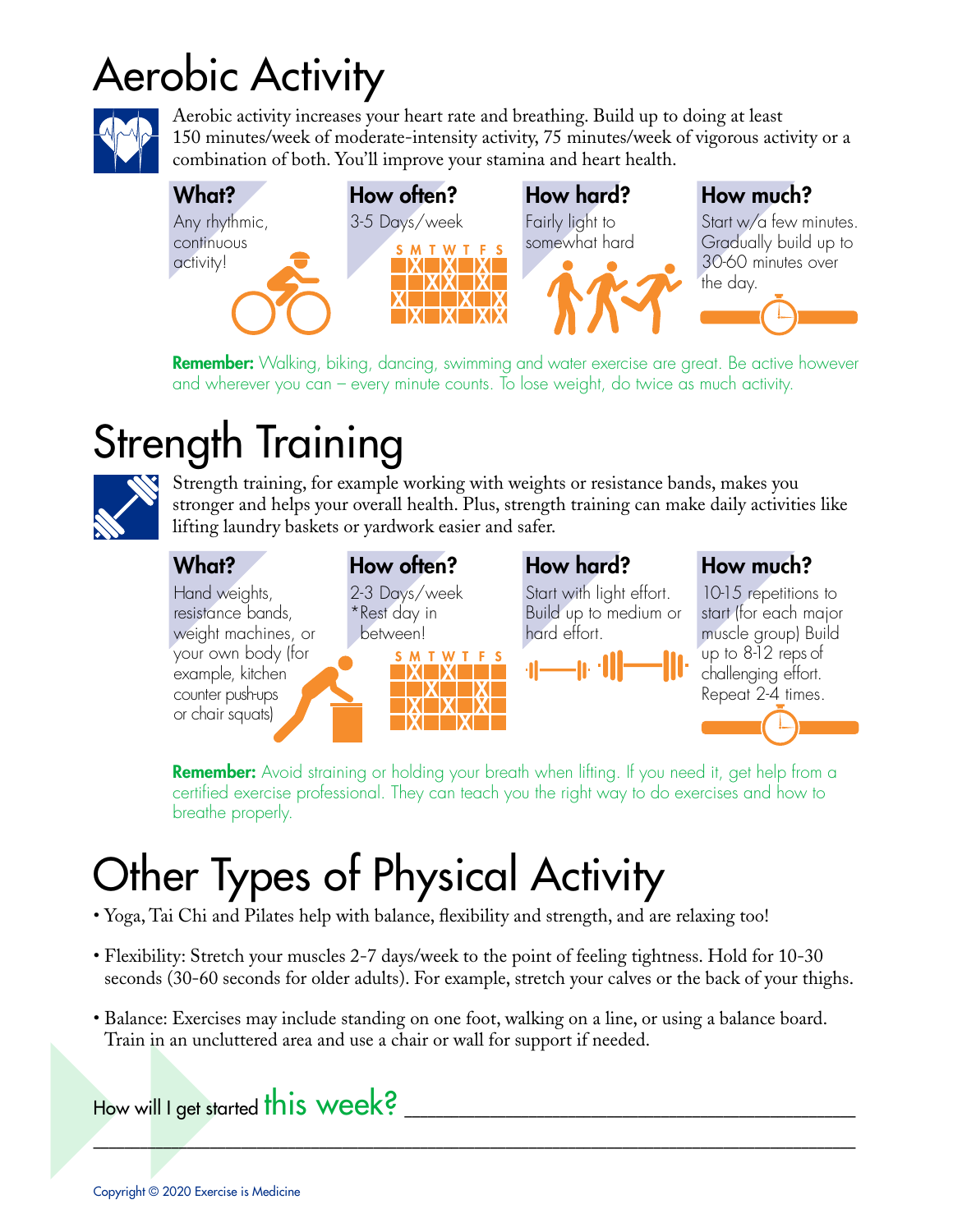# Aerobic Activity

Aerobic activity increases your heart rate and breathing. Build up to doing at least 150 minutes/week of moderate-intensity activity, 75 minutes/week of vigorous activity or a combination of both. You'll improve your stamina and heart health.

**What?**
Any rhythmic, continuous activity!

**How often?**
3-5 Days/week

**How hard?**
Fairly light to somewhat hard

**How much?**
Start w/a few minutes. Gradually build up to 30-60 minutes over the day.

**Remember:** Walking, biking, dancing, swimming and water exercise are great. Be active however and wherever you can – every minute counts. To lose weight, do twice as much activity.

# Strength Training

Strength training, for example working with weights or resistance bands, makes you stronger and helps your overall health. Plus, strength training can make daily activities like lifting laundry baskets or yardwork easier and safer.

**What?**
Hand weights, resistance bands, weight machines, or your own body (for example, kitchen counter push-ups or chair squats)

**How often?**
2-3 Days/week
*Rest day in between!

**How hard?**
Start with light effort. Build up to medium or hard effort.

**How much?**
10-15 repetitions to start (for each major muscle group) Build up to 8-12 reps of challenging effort. Repeat 2-4 times.

**Remember:** Avoid straining or holding your breath when lifting. If you need it, get help from a certified exercise professional. They can teach you the right way to do exercises and how to breathe properly.

# Other Types of Physical Activity

- Yoga, Tai Chi and Pilates help with balance, flexibility and strength, and are relaxing too!
- Flexibility: Stretch your muscles 2-7 days/week to the point of feeling tightness. Hold for 10-30 seconds (30-60 seconds for older adults). For example, stretch your calves or the back of your thighs.
- Balance: Exercises may include standing on one foot, walking on a line, or using a balance board. Train in an uncluttered area and use a chair or wall for support if needed.

How will I get started this week? ______________________________________________

______________________________________________________________________

Copyright © 2020 Exercise is Medicine